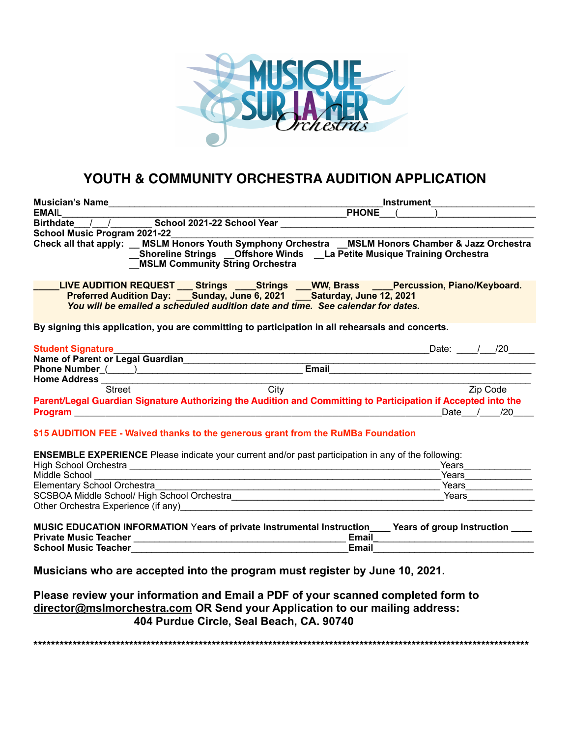# YOUTH & COMMUNITY ORCHESTRA AUDITION APPLICATION

**Musician's Name**________________________________________________**Instrument**___________________
**EMAIL**________________________________________________**PHONE**___(_______)__________________
**Birthdate**___/___/________ **School 2021-22 School Year** _____________________________________________
**School Music Program 2021-22**_____________________________________________________________________
**Check all that apply:** __ **MSLM Honors Youth Symphony Orchestra** __**MSLM Honors Chamber & Jazz Orchestra**
__**Shoreline Strings** __**Offshore Winds** __**La Petite Musique Training Orchestra**
__**MSLM Community String Orchestra**

_____**LIVE AUDITION REQUEST** ___ **Strings** ____**Strings** ___**WW, Brass** ____**Percussion, Piano/Keyboard.**
**Preferred Audition Day:** ___**Sunday, June 6, 2021** ___**Saturday, June 12, 2021**
***You will be emailed a scheduled audition date and time. See calendar for dates.***

**By signing this application, you are committing to participation in all rehearsals and concerts.**

**Student Signature**_____________________________________________________Date: ____/___/20_____
**Name of Parent or Legal Guardian**______________________________________________________________
**Phone Number**_(_____)________________________________ **Email**___________________________________
**Home Address** _________________________________________________________________________________
Street City Zip Code
**Parent/Legal Guardian Signature Authorizing the Audition and Committing to Participation if Accepted into the Program** ________________________________________________________________Date___/____/20____

**$15 AUDITION FEE - Waived thanks to the generous grant from the RuMBa Foundation**

**ENSEMBLE EXPERIENCE** Please indicate your current and/or past participation in any of the following:
High School Orchestra ______________________________________________________Years_____________
Middle School ____________________________________________________________Years_____________
Elementary School Orchestra_________________________________________________Years_____________
SCSBOA Middle School/ High School Orchestra____________________________________Years_____________
Other Orchestra Experience (if any)_______________________________________________________________

**MUSIC EDUCATION INFORMATION** Years of private Instrumental Instruction____ **Years of group Instruction ____**
**Private Music Teacher** ____________________________________**Email**____________________________
**School Music Teacher**____________________________________**Email**____________________________

**Musicians who are accepted into the program must register by June 10, 2021.**

**Please review your information and Email a PDF of your scanned completed form to director@mslmorchestra.com OR Send your Application to our mailing address:**
**404 Purdue Circle, Seal Beach, CA. 90740**

**********************************************************************************************************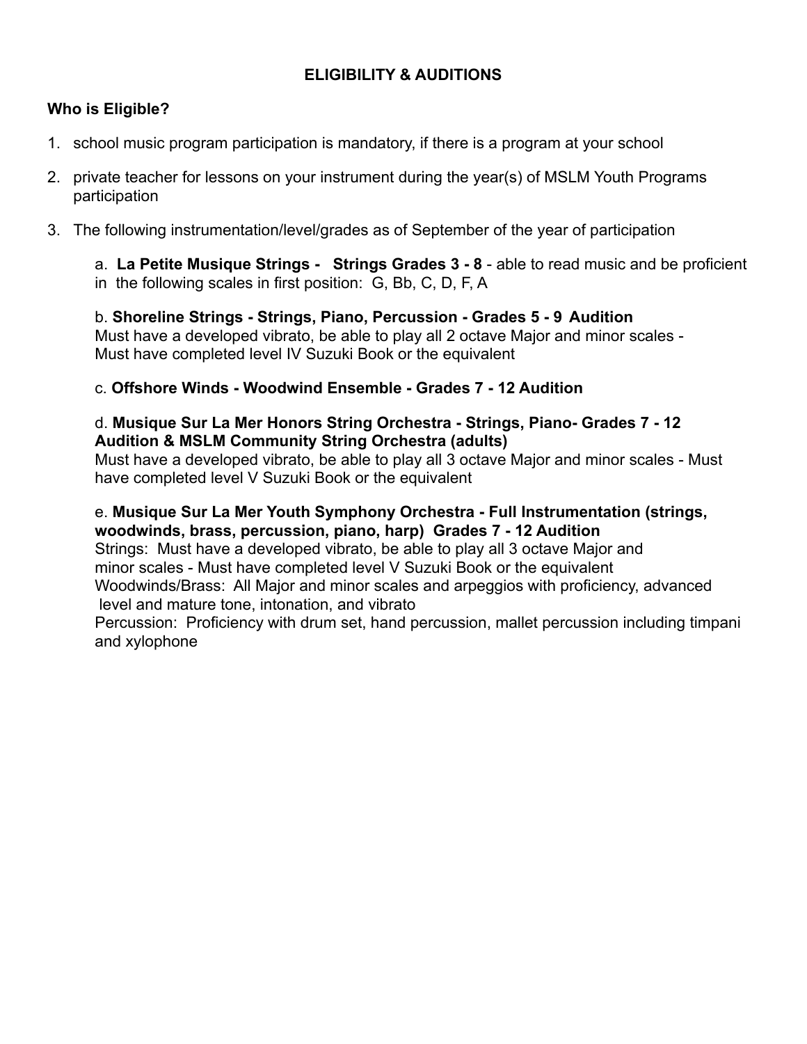## ELIGIBILITY & AUDITIONS

### Who is Eligible?

1. school music program participation is mandatory, if there is a program at your school
2. private teacher for lessons on your instrument during the year(s) of MSLM Youth Programs participation
3. The following instrumentation/level/grades as of September of the year of participation

   a. **La Petite Musique Strings - Strings Grades 3 - 8** - able to read music and be proficient in the following scales in first position: G, Bb, C, D, F, A

   b. **Shoreline Strings - Strings, Piano, Percussion - Grades 5 - 9 Audition**
   Must have a developed vibrato, be able to play all 2 octave Major and minor scales - Must have completed level IV Suzuki Book or the equivalent

   c. **Offshore Winds - Woodwind Ensemble - Grades 7 - 12 Audition**

   d. **Musique Sur La Mer Honors String Orchestra - Strings, Piano- Grades 7 - 12 Audition & MSLM Community String Orchestra (adults)**
   Must have a developed vibrato, be able to play all 3 octave Major and minor scales - Must have completed level V Suzuki Book or the equivalent

   e. **Musique Sur La Mer Youth Symphony Orchestra - Full Instrumentation (strings, woodwinds, brass, percussion, piano, harp) Grades 7 - 12 Audition**
   Strings: Must have a developed vibrato, be able to play all 3 octave Major and minor scales - Must have completed level V Suzuki Book or the equivalent
   Woodwinds/Brass: All Major and minor scales and arpeggios with proficiency, advanced level and mature tone, intonation, and vibrato
   Percussion: Proficiency with drum set, hand percussion, mallet percussion including timpani and xylophone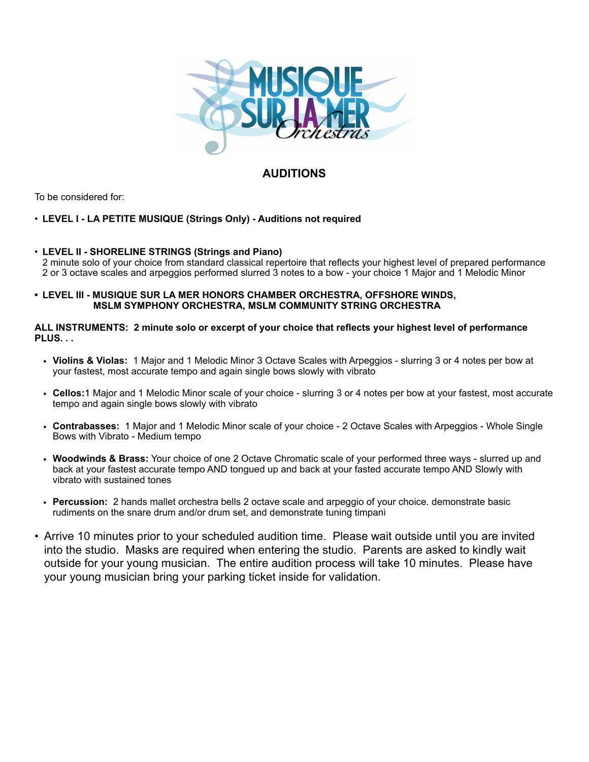## AUDITIONS

To be considered for:

- **LEVEL I - LA PETITE MUSIQUE (Strings Only) - Auditions not required**

- **LEVEL II - SHORELINE STRINGS (Strings and Piano)**
  2 minute solo of your choice from standard classical repertoire that reflects your highest level of prepared performance
  2 or 3 octave scales and arpeggios performed slurred 3 notes to a bow - your choice 1 Major and 1 Melodic Minor

- **LEVEL III - MUSIQUE SUR LA MER HONORS CHAMBER ORCHESTRA, OFFSHORE WINDS, MSLM SYMPHONY ORCHESTRA, MSLM COMMUNITY STRING ORCHESTRA**

**ALL INSTRUMENTS: 2 minute solo or excerpt of your choice that reflects your highest level of performance PLUS. . .**

- **Violins & Violas:** 1 Major and 1 Melodic Minor 3 Octave Scales with Arpeggios - slurring 3 or 4 notes per bow at your fastest, most accurate tempo and again single bows slowly with vibrato
- **Cellos:**1 Major and 1 Melodic Minor scale of your choice - slurring 3 or 4 notes per bow at your fastest, most accurate tempo and again single bows slowly with vibrato
- **Contrabasses:** 1 Major and 1 Melodic Minor scale of your choice - 2 Octave Scales with Arpeggios - Whole Single Bows with Vibrato - Medium tempo
- **Woodwinds & Brass:** Your choice of one 2 Octave Chromatic scale of your performed three ways - slurred up and back at your fastest accurate tempo AND tongued up and back at your fasted accurate tempo AND Slowly with vibrato with sustained tones
- **Percussion:** 2 hands mallet orchestra bells 2 octave scale and arpeggio of your choice. demonstrate basic rudiments on the snare drum and/or drum set, and demonstrate tuning timpani

- Arrive 10 minutes prior to your scheduled audition time. Please wait outside until you are invited into the studio. Masks are required when entering the studio. Parents are asked to kindly wait outside for your young musician. The entire audition process will take 10 minutes. Please have your young musician bring your parking ticket inside for validation.